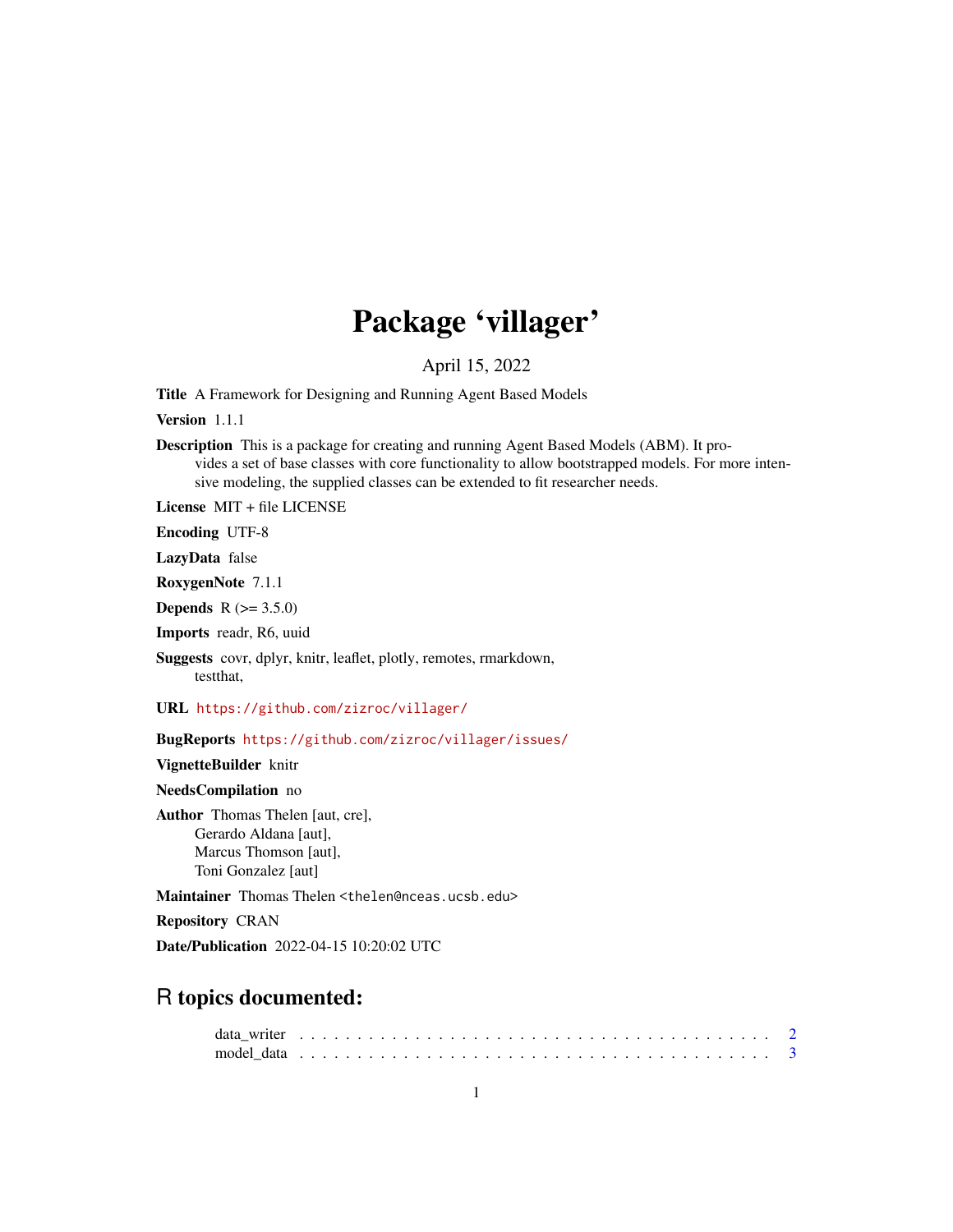# Package 'villager'

April 15, 2022

**Title** A Framework for Designing and Running Agent Based Models

**Version** 1.1.1

**Description** This is a package for creating and running Agent Based Models (ABM). It provides a set of base classes with core functionality to allow bootstrapped models. For more intensive modeling, the supplied classes can be extended to fit researcher needs.

**License** MIT + file LICENSE

**Encoding** UTF-8

**LazyData** false

**RoxygenNote** 7.1.1

**Depends** R (>= 3.5.0)

**Imports** readr, R6, uuid

**Suggests** covr, dplyr, knitr, leaflet, plotly, remotes, rmarkdown, testthat,

**URL** https://github.com/zizroc/villager/

**BugReports** https://github.com/zizroc/villager/issues/

**VignetteBuilder** knitr

**NeedsCompilation** no

**Author** Thomas Thelen [aut, cre], Gerardo Aldana [aut], Marcus Thomson [aut], Toni Gonzalez [aut]

**Maintainer** Thomas Thelen <thelen@nceas.ucsb.edu>

**Repository** CRAN

**Date/Publication** 2022-04-15 10:20:02 UTC

## R topics documented:

data_writer . . . . . . . . . . . . . . . . . . . . . . . . . . . . . . . . . . . . . . . . . 2
model_data . . . . . . . . . . . . . . . . . . . . . . . . . . . . . . . . . . . . . . . . . 3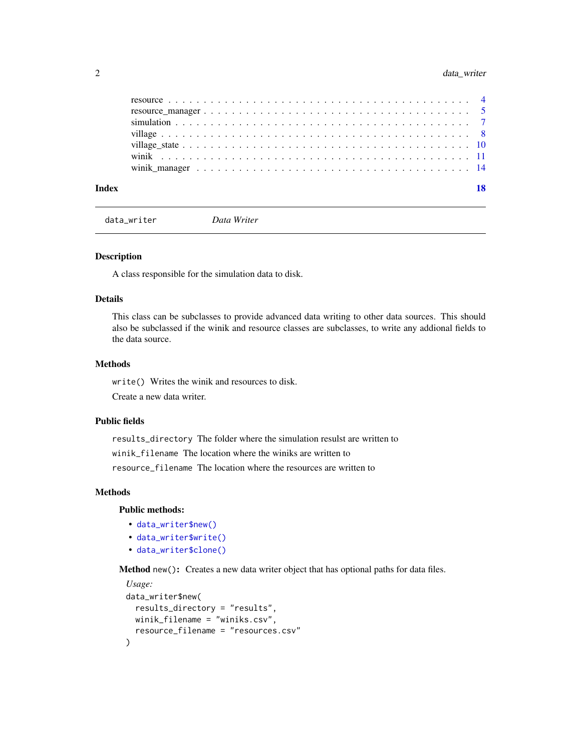resource . . . . . . . . . . . . . . . . . . . . . . . . . . . . . . . . . . . . . . . . . . 4
resource_manager . . . . . . . . . . . . . . . . . . . . . . . . . . . . . . . . . . . . . . 5
simulation . . . . . . . . . . . . . . . . . . . . . . . . . . . . . . . . . . . . . . . . . 7
village . . . . . . . . . . . . . . . . . . . . . . . . . . . . . . . . . . . . . . . . . . . 8
village_state . . . . . . . . . . . . . . . . . . . . . . . . . . . . . . . . . . . . . . . 10
winik . . . . . . . . . . . . . . . . . . . . . . . . . . . . . . . . . . . . . . . . . . . . 11
winik_manager . . . . . . . . . . . . . . . . . . . . . . . . . . . . . . . . . . . . . . . 14

**Index** **18**

---

`data_writer` *Data Writer*

---

## Description

A class responsible for the simulation data to disk.

## Details

This class can be subclasses to provide advanced data writing to other data sources. This should also be subclassed if the winik and resource classes are subclasses, to write any addional fields to the data source.

## Methods

`write()` Writes the winik and resources to disk.

Create a new data writer.

## Public fields

`results_directory` The folder where the simulation resulst are written to

`winik_filename` The location where the winiks are written to

`resource_filename` The location where the resources are written to

## Methods

### Public methods:

- `data_writer$new()`
- `data_writer$write()`
- `data_writer$clone()`

**Method** `new()`**:** Creates a new data writer object that has optional paths for data files.

*Usage:*

```
data_writer$new(
  results_directory = "results",
  winik_filename = "winiks.csv",
  resource_filename = "resources.csv"
)
```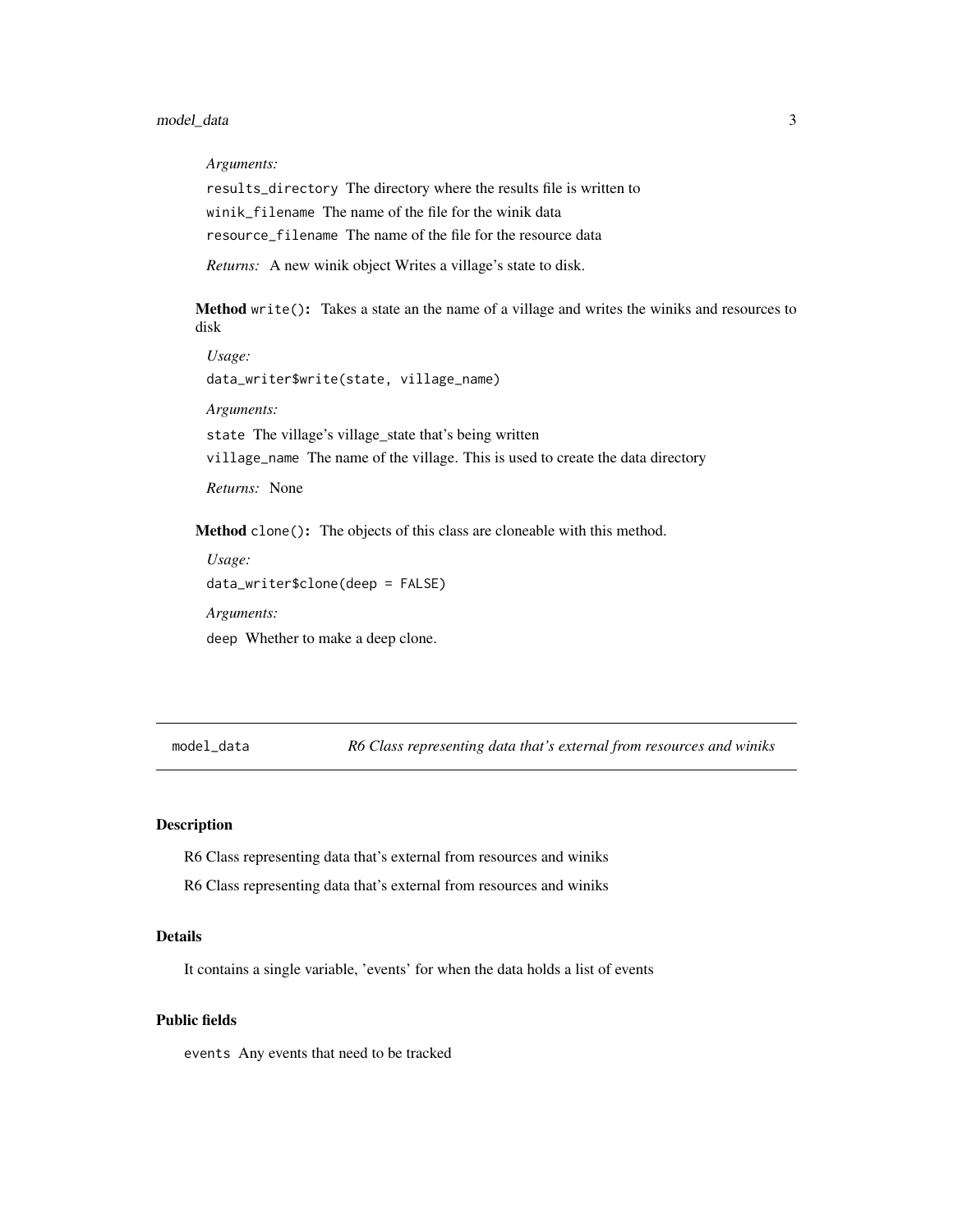*Arguments:*

`results_directory` The directory where the results file is written to

`winik_filename` The name of the file for the winik data

`resource_filename` The name of the file for the resource data

*Returns:* A new winik object Writes a village's state to disk.

**Method** `write()`**:** Takes a state an the name of a village and writes the winiks and resources to disk

*Usage:*

```
data_writer$write(state, village_name)
```

*Arguments:*

`state` The village's village_state that's being written

`village_name` The name of the village. This is used to create the data directory

*Returns:* None

**Method** `clone()`**:** The objects of this class are cloneable with this method.

*Usage:*

```
data_writer$clone(deep = FALSE)
```

*Arguments:*

`deep` Whether to make a deep clone.

---

`model_data` *R6 Class representing data that's external from resources and winiks*

---

## Description

R6 Class representing data that's external from resources and winiks

R6 Class representing data that's external from resources and winiks

## Details

It contains a single variable, 'events' for when the data holds a list of events

## Public fields

`events` Any events that need to be tracked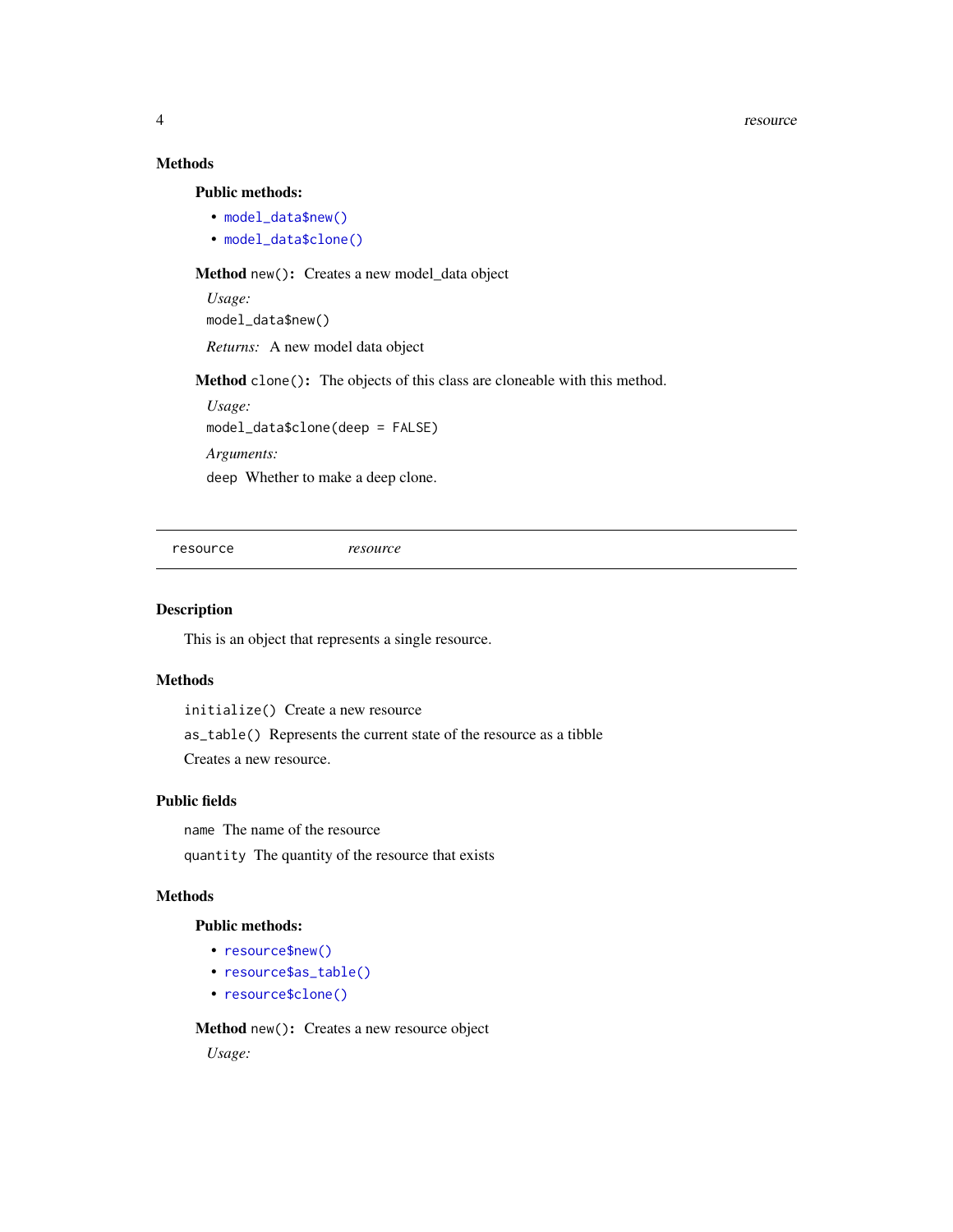### Methods

**Public methods:**

- `model_data$new()`
- `model_data$clone()`

**Method** `new()`**:** Creates a new model_data object

*Usage:*

```
model_data$new()
```

*Returns:* A new model data object

**Method** `clone()`**:** The objects of this class are cloneable with this method.

*Usage:*

```
model_data$clone(deep = FALSE)
```

*Arguments:*

`deep` Whether to make a deep clone.

---

`resource` *resource*

---

### Description

This is an object that represents a single resource.

### Methods

`initialize()` Create a new resource

`as_table()` Represents the current state of the resource as a tibble

Creates a new resource.

### Public fields

`name` The name of the resource

`quantity` The quantity of the resource that exists

### Methods

**Public methods:**

- `resource$new()`
- `resource$as_table()`
- `resource$clone()`

**Method** `new()`**:** Creates a new resource object

*Usage:*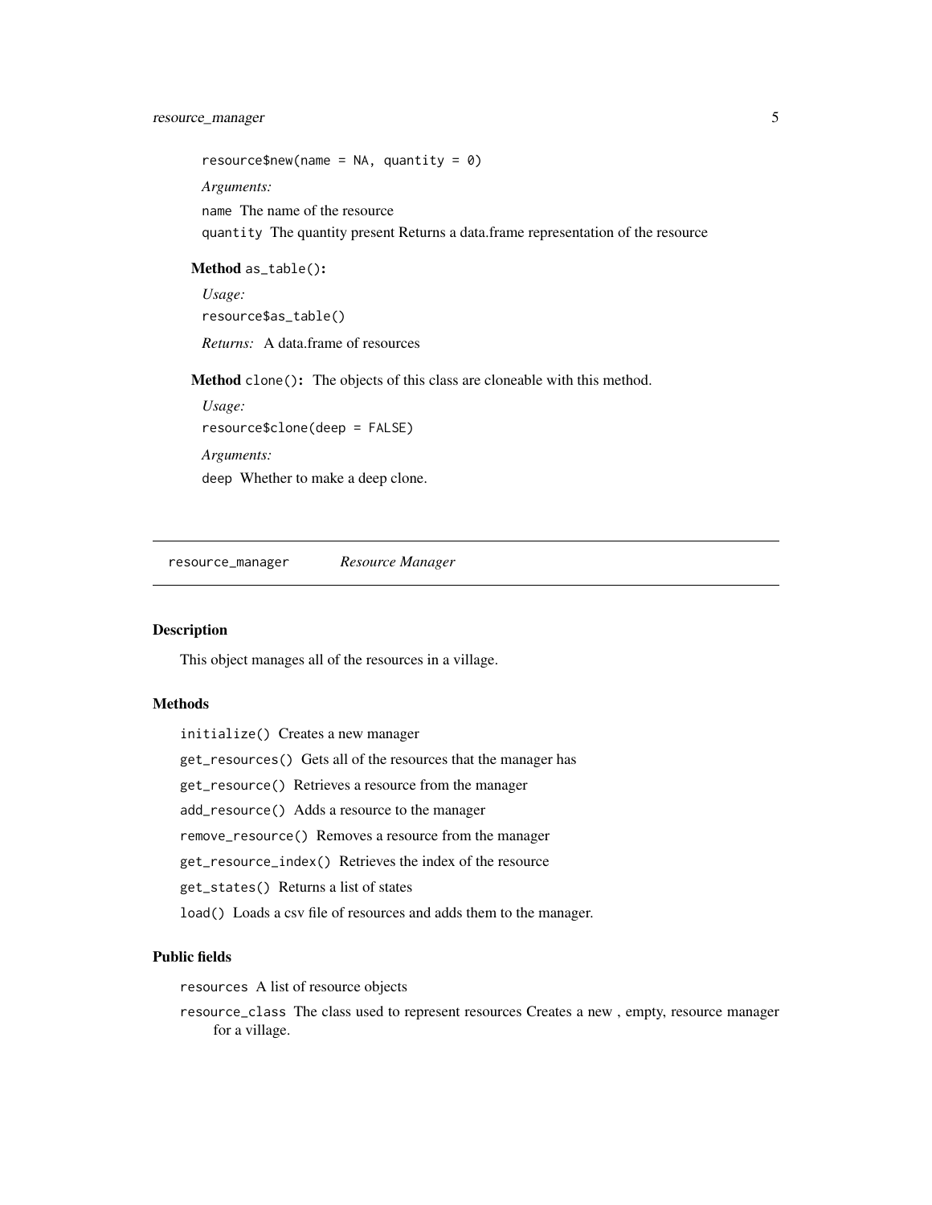```
resource$new(name = NA, quantity = 0)
```

*Arguments:*

`name` The name of the resource

`quantity` The quantity present Returns a data.frame representation of the resource

**Method** `as_table()`**:**

*Usage:*

```
resource$as_table()
```

*Returns:* A data.frame of resources

**Method** `clone()`**:** The objects of this class are cloneable with this method.

*Usage:*

```
resource$clone(deep = FALSE)
```

*Arguments:*

`deep` Whether to make a deep clone.

---

## resource_manager *Resource Manager*

---

### Description

This object manages all of the resources in a village.

### Methods

`initialize()` Creates a new manager

`get_resources()` Gets all of the resources that the manager has

`get_resource()` Retrieves a resource from the manager

`add_resource()` Adds a resource to the manager

`remove_resource()` Removes a resource from the manager

`get_resource_index()` Retrieves the index of the resource

`get_states()` Returns a list of states

`load()` Loads a csv file of resources and adds them to the manager.

### Public fields

`resources` A list of resource objects

`resource_class` The class used to represent resources Creates a new , empty, resource manager for a village.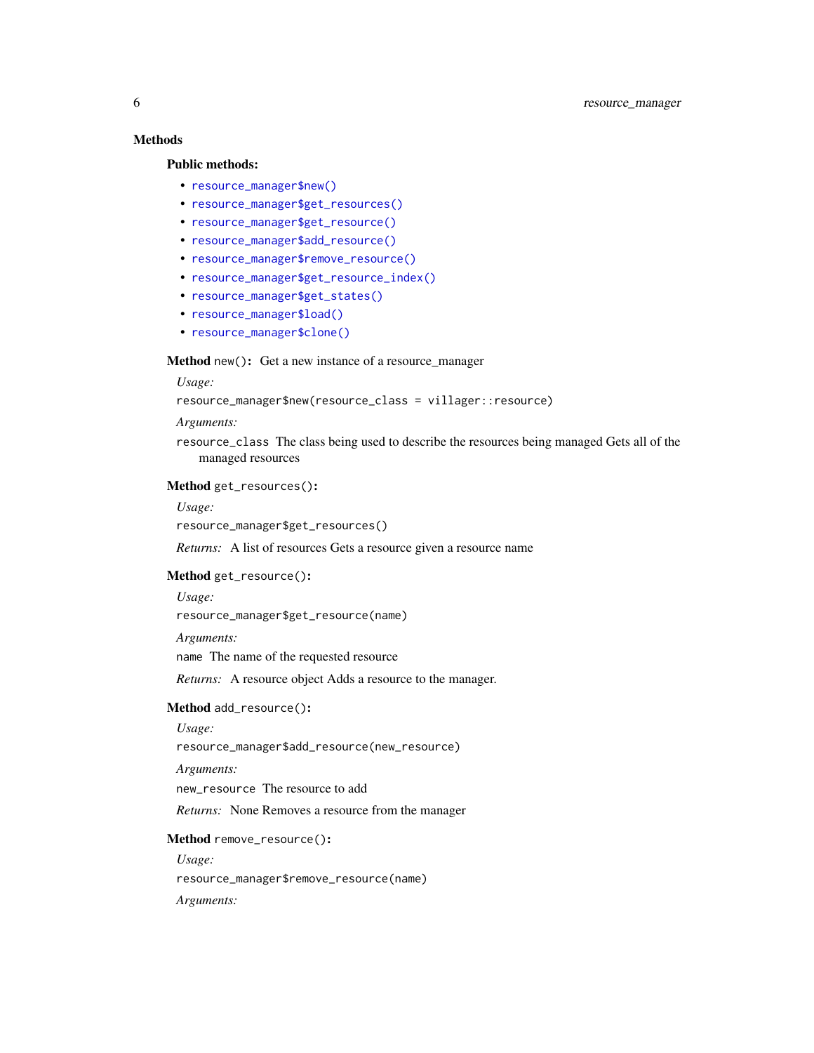## Methods

### Public methods:

- `resource_manager$new()`
- `resource_manager$get_resources()`
- `resource_manager$get_resource()`
- `resource_manager$add_resource()`
- `resource_manager$remove_resource()`
- `resource_manager$get_resource_index()`
- `resource_manager$get_states()`
- `resource_manager$load()`
- `resource_manager$clone()`

**Method** `new()`**:** Get a new instance of a resource_manager

*Usage:*

```
resource_manager$new(resource_class = villager::resource)
```

*Arguments:*

`resource_class` The class being used to describe the resources being managed Gets all of the managed resources

**Method** `get_resources()`**:**

*Usage:*

```
resource_manager$get_resources()
```

*Returns:* A list of resources Gets a resource given a resource name

**Method** `get_resource()`**:**

*Usage:*

```
resource_manager$get_resource(name)
```

*Arguments:*

`name` The name of the requested resource

*Returns:* A resource object Adds a resource to the manager.

**Method** `add_resource()`**:**

*Usage:*

```
resource_manager$add_resource(new_resource)
```

*Arguments:*

`new_resource` The resource to add

*Returns:* None Removes a resource from the manager

**Method** `remove_resource()`**:**

*Usage:*

```
resource_manager$remove_resource(name)
```

*Arguments:*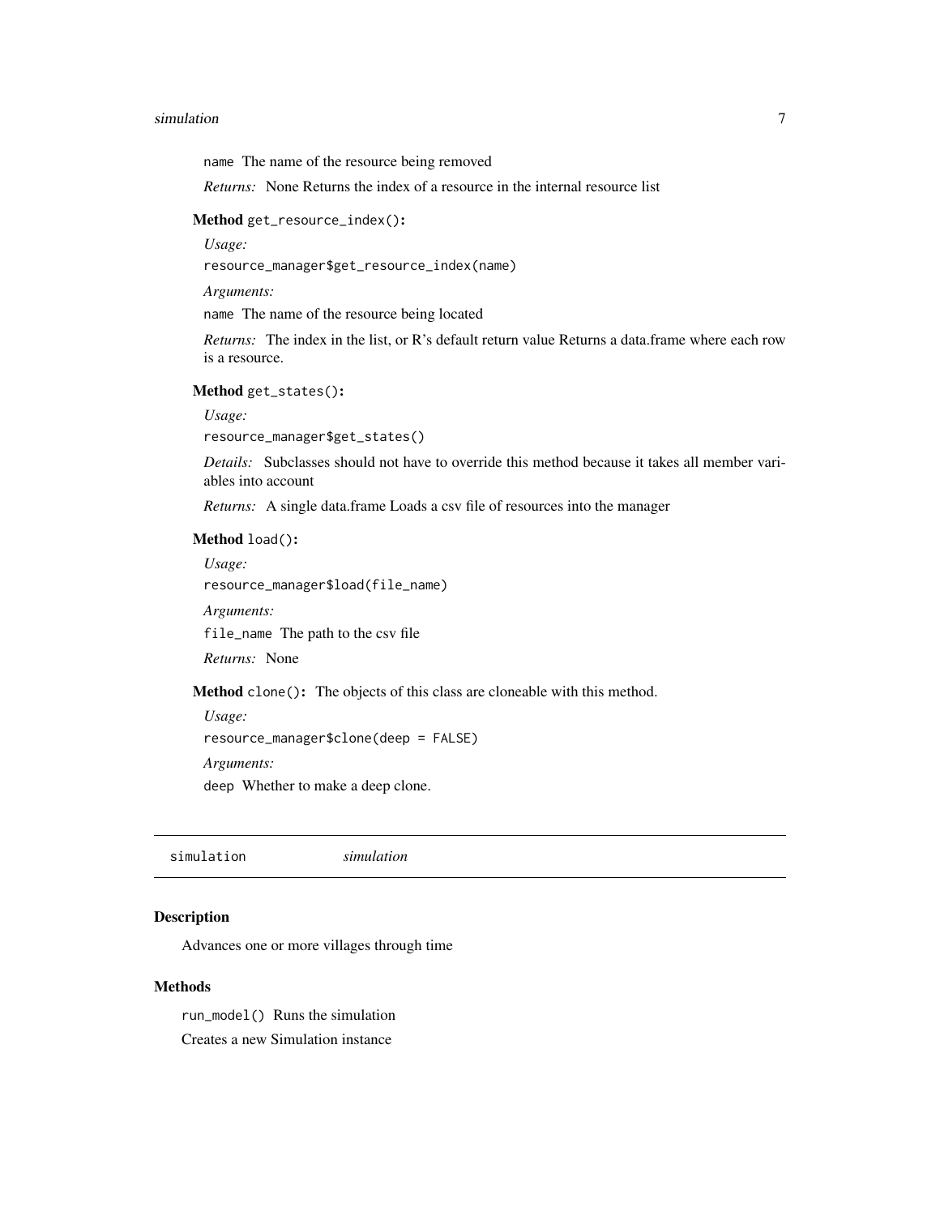`name` The name of the resource being removed

*Returns:* None Returns the index of a resource in the internal resource list

**Method** `get_resource_index()`**:**

*Usage:*

```
resource_manager$get_resource_index(name)
```

*Arguments:*

`name` The name of the resource being located

*Returns:* The index in the list, or R's default return value Returns a data.frame where each row is a resource.

**Method** `get_states()`**:**

*Usage:*

```
resource_manager$get_states()
```

*Details:* Subclasses should not have to override this method because it takes all member variables into account

*Returns:* A single data.frame Loads a csv file of resources into the manager

**Method** `load()`**:**

*Usage:*

```
resource_manager$load(file_name)
```

*Arguments:*

`file_name` The path to the csv file

*Returns:* None

**Method** `clone()`**:** The objects of this class are cloneable with this method.

*Usage:*

```
resource_manager$clone(deep = FALSE)
```

*Arguments:*

`deep` Whether to make a deep clone.

---

`simulation` *simulation*

---

## Description

Advances one or more villages through time

## Methods

`run_model()` Runs the simulation

Creates a new Simulation instance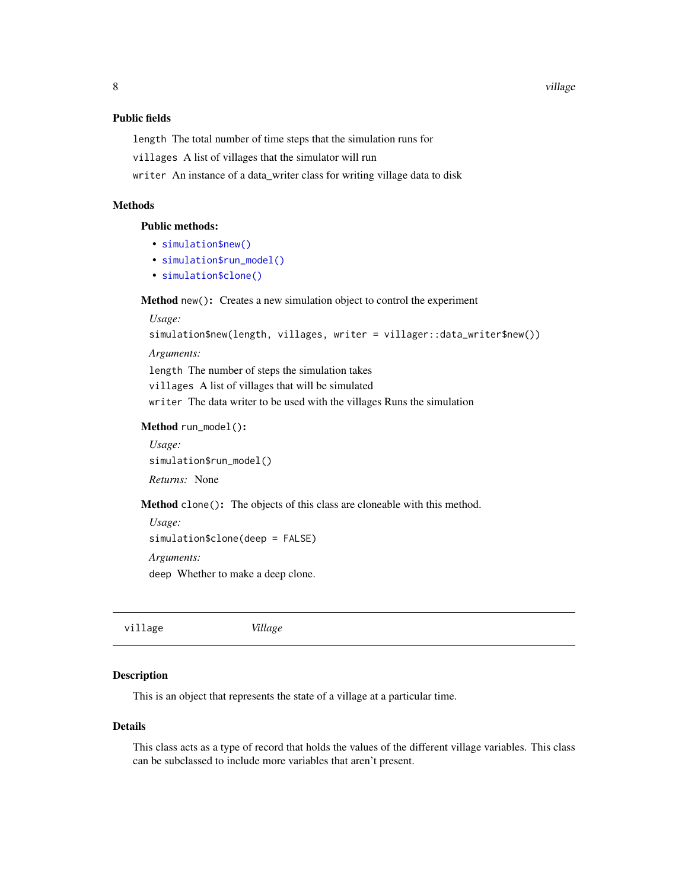### Public fields

`length` The total number of time steps that the simulation runs for

`villages` A list of villages that the simulator will run

`writer` An instance of a data_writer class for writing village data to disk

### Methods

#### Public methods:

- `simulation$new()`
- `simulation$run_model()`
- `simulation$clone()`

**Method** `new()`**:** Creates a new simulation object to control the experiment

*Usage:*

```
simulation$new(length, villages, writer = villager::data_writer$new())
```

*Arguments:*

`length` The number of steps the simulation takes

`villages` A list of villages that will be simulated

`writer` The data writer to be used with the villages Runs the simulation

**Method** `run_model()`**:**

*Usage:*

```
simulation$run_model()
```

*Returns:* None

**Method** `clone()`**:** The objects of this class are cloneable with this method.

*Usage:*

```
simulation$clone(deep = FALSE)
```

*Arguments:*

`deep` Whether to make a deep clone.

---

## village *Village*

### Description

This is an object that represents the state of a village at a particular time.

### Details

This class acts as a type of record that holds the values of the different village variables. This class can be subclassed to include more variables that aren't present.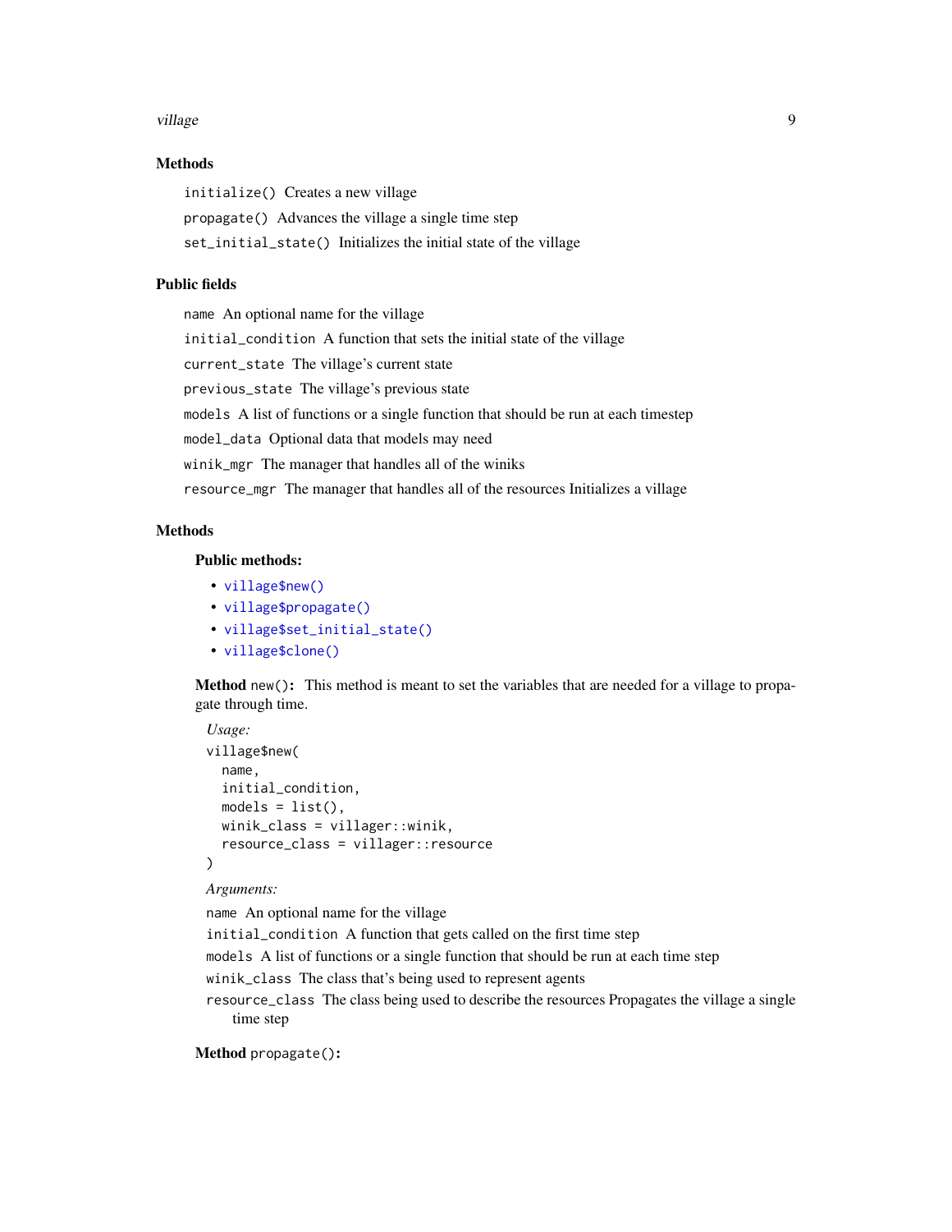## Methods

`initialize()` Creates a new village

`propagate()` Advances the village a single time step

`set_initial_state()` Initializes the initial state of the village

## Public fields

`name` An optional name for the village

`initial_condition` A function that sets the initial state of the village

`current_state` The village's current state

`previous_state` The village's previous state

`models` A list of functions or a single function that should be run at each timestep

`model_data` Optional data that models may need

`winik_mgr` The manager that handles all of the winiks

`resource_mgr` The manager that handles all of the resources Initializes a village

## Methods

### Public methods:

- `village$new()`
- `village$propagate()`
- `village$set_initial_state()`
- `village$clone()`

**Method** `new()`**:** This method is meant to set the variables that are needed for a village to propagate through time.

*Usage:*

```
village$new(
  name,
  initial_condition,
  models = list(),
  winik_class = villager::winik,
  resource_class = villager::resource
)
```

*Arguments:*

`name` An optional name for the village

`initial_condition` A function that gets called on the first time step

`models` A list of functions or a single function that should be run at each time step

`winik_class` The class that's being used to represent agents

`resource_class` The class being used to describe the resources Propagates the village a single time step

**Method** `propagate()`**:**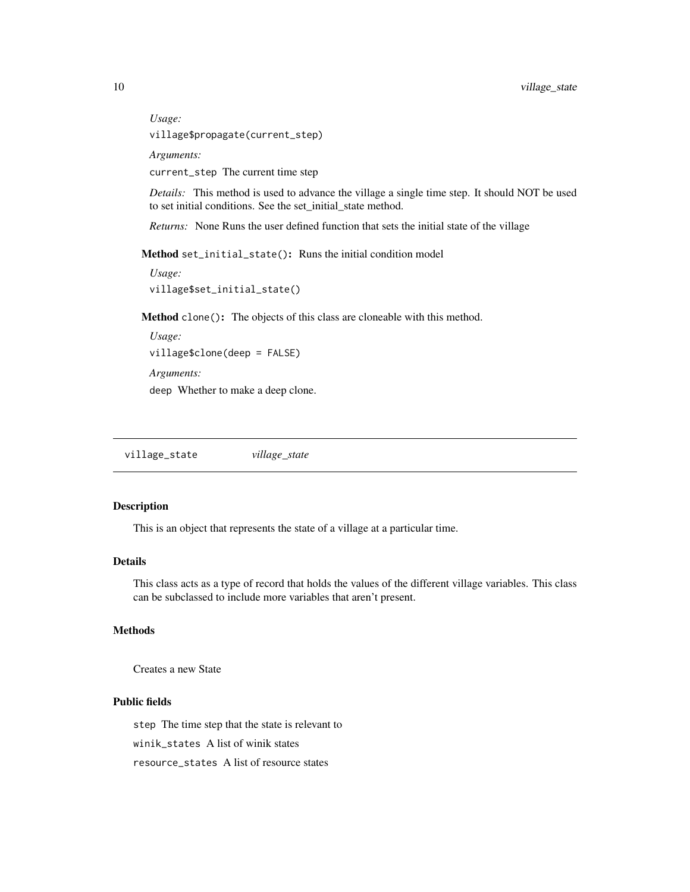*Usage:*

```
village$propagate(current_step)
```

*Arguments:*

`current_step` The current time step

*Details:* This method is used to advance the village a single time step. It should NOT be used to set initial conditions. See the set_initial_state method.

*Returns:* None Runs the user defined function that sets the initial state of the village

**Method** `set_initial_state()`**:** Runs the initial condition model

*Usage:*

```
village$set_initial_state()
```

**Method** `clone()`**:** The objects of this class are cloneable with this method.

*Usage:*

```
village$clone(deep = FALSE)
```

*Arguments:*

`deep` Whether to make a deep clone.

---

## village_state *village_state*

---

### Description

This is an object that represents the state of a village at a particular time.

### Details

This class acts as a type of record that holds the values of the different village variables. This class can be subclassed to include more variables that aren't present.

### Methods

Creates a new State

### Public fields

`step` The time step that the state is relevant to

`winik_states` A list of winik states

`resource_states` A list of resource states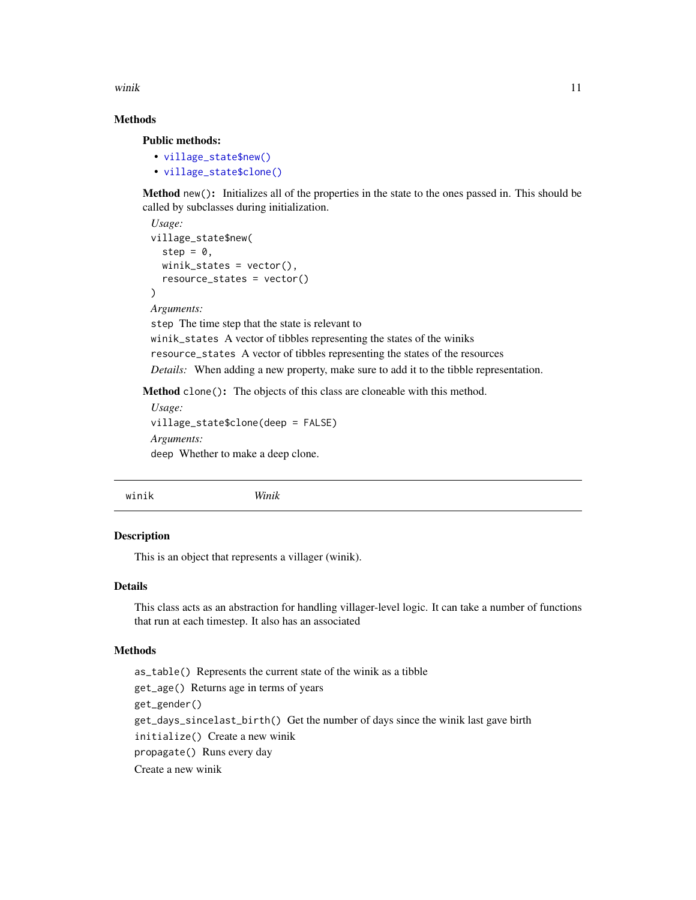### Methods

**Public methods:**

- `village_state$new()`
- `village_state$clone()`

**Method** `new()`**:** Initializes all of the properties in the state to the ones passed in. This should be called by subclasses during initialization.

*Usage:*

```
village_state$new(
  step = 0,
  winik_states = vector(),
  resource_states = vector()
)
```

*Arguments:*

`step` The time step that the state is relevant to

`winik_states` A vector of tibbles representing the states of the winiks

`resource_states` A vector of tibbles representing the states of the resources

*Details:* When adding a new property, make sure to add it to the tibble representation.

**Method** `clone()`**:** The objects of this class are cloneable with this method.

*Usage:*

```
village_state$clone(deep = FALSE)
```

*Arguments:*

`deep` Whether to make a deep clone.

---

## winik *Winik*

---

### Description

This is an object that represents a villager (winik).

### Details

This class acts as an abstraction for handling villager-level logic. It can take a number of functions that run at each timestep. It also has an associated

### Methods

`as_table()` Represents the current state of the winik as a tibble

`get_age()` Returns age in terms of years

`get_gender()`

`get_days_sincelast_birth()` Get the number of days since the winik last gave birth

`initialize()` Create a new winik

`propagate()` Runs every day

Create a new winik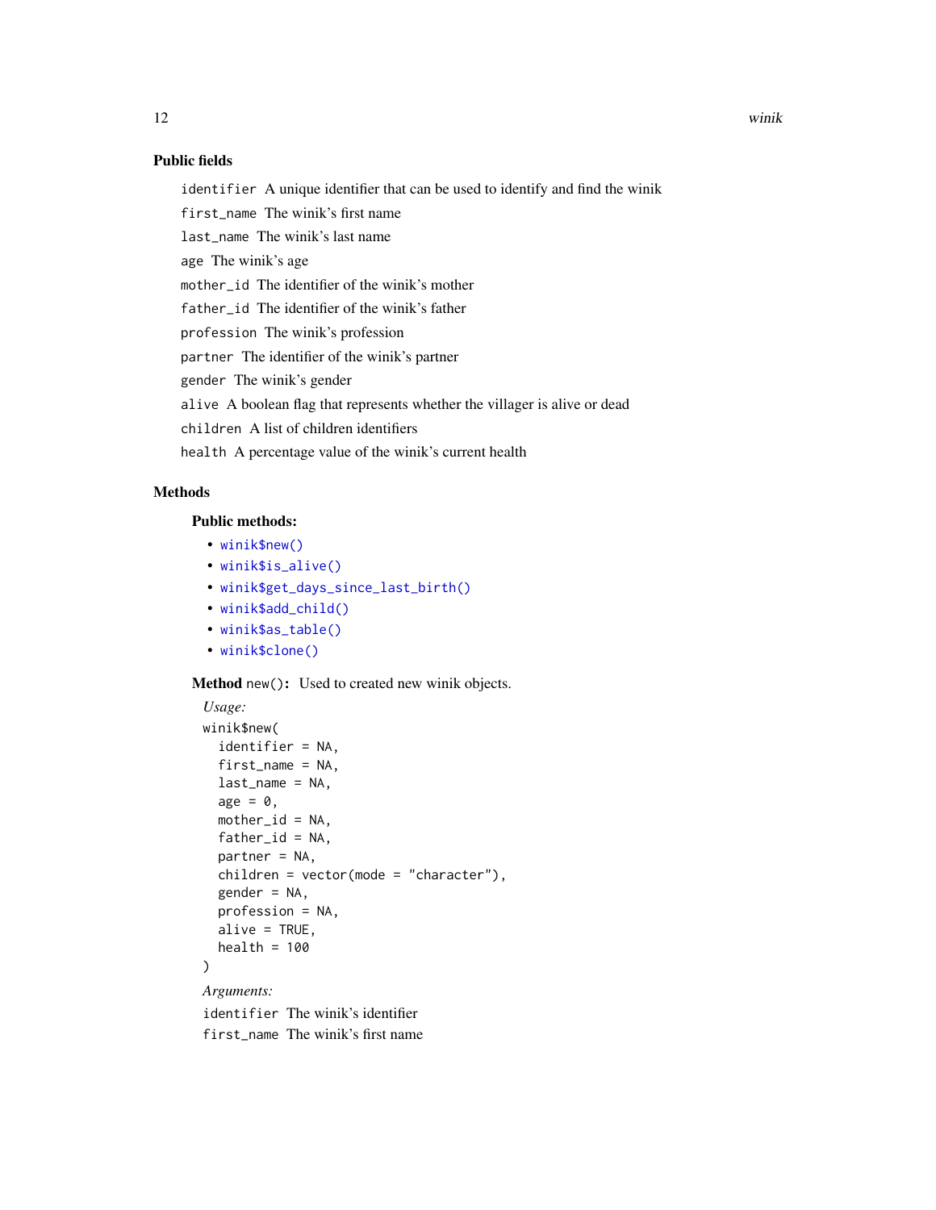### Public fields

`identifier` A unique identifier that can be used to identify and find the winik

`first_name` The winik's first name

`last_name` The winik's last name

`age` The winik's age

`mother_id` The identifier of the winik's mother

`father_id` The identifier of the winik's father

`profession` The winik's profession

`partner` The identifier of the winik's partner

`gender` The winik's gender

`alive` A boolean flag that represents whether the villager is alive or dead

`children` A list of children identifiers

`health` A percentage value of the winik's current health

### Methods

#### Public methods:

- `winik$new()`
- `winik$is_alive()`
- `winik$get_days_since_last_birth()`
- `winik$add_child()`
- `winik$as_table()`
- `winik$clone()`

**Method** `new()`**:** Used to created new winik objects.

*Usage:*

```
winik$new(
  identifier = NA,
  first_name = NA,
  last_name = NA,
  age = 0,
  mother_id = NA,
  father_id = NA,
  partner = NA,
  children = vector(mode = "character"),
  gender = NA,
  profession = NA,
  alive = TRUE,
  health = 100
)
```

*Arguments:*

`identifier` The winik's identifier

`first_name` The winik's first name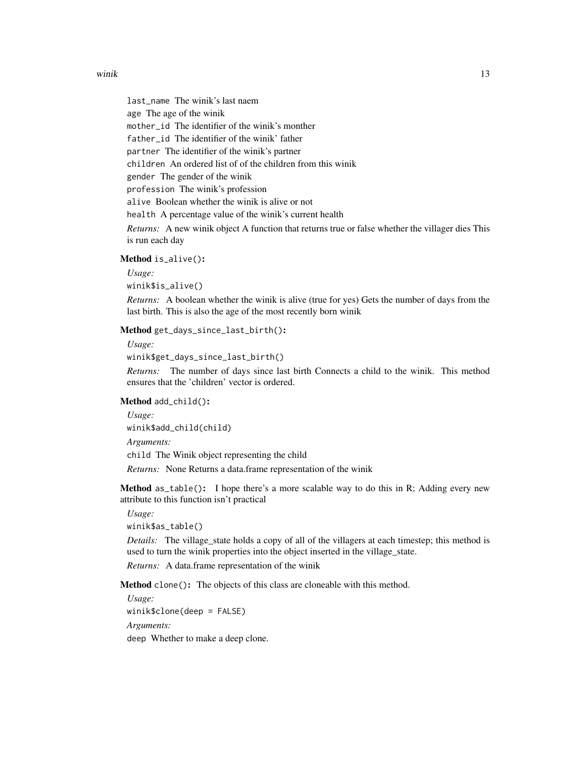`last_name` The winik's last naem

`age` The age of the winik

`mother_id` The identifier of the winik's monther

`father_id` The identifier of the winik' father

`partner` The identifier of the winik's partner

`children` An ordered list of of the children from this winik

`gender` The gender of the winik

`profession` The winik's profession

`alive` Boolean whether the winik is alive or not

`health` A percentage value of the winik's current health

*Returns:* A new winik object A function that returns true or false whether the villager dies This is run each day

**Method** `is_alive()`:

*Usage:*

```
winik$is_alive()
```

*Returns:* A boolean whether the winik is alive (true for yes) Gets the number of days from the last birth. This is also the age of the most recently born winik

**Method** `get_days_since_last_birth()`:

*Usage:*

```
winik$get_days_since_last_birth()
```

*Returns:* The number of days since last birth Connects a child to the winik. This method ensures that the 'children' vector is ordered.

**Method** `add_child()`:

*Usage:*

```
winik$add_child(child)
```

*Arguments:*

`child` The Winik object representing the child

*Returns:* None Returns a data.frame representation of the winik

**Method** `as_table()`: I hope there's a more scalable way to do this in R; Adding every new attribute to this function isn't practical

*Usage:*

```
winik$as_table()
```

*Details:* The village_state holds a copy of all of the villagers at each timestep; this method is used to turn the winik properties into the object inserted in the village_state.

*Returns:* A data.frame representation of the winik

**Method** `clone()`: The objects of this class are cloneable with this method.

*Usage:*

```
winik$clone(deep = FALSE)
```

*Arguments:*

`deep` Whether to make a deep clone.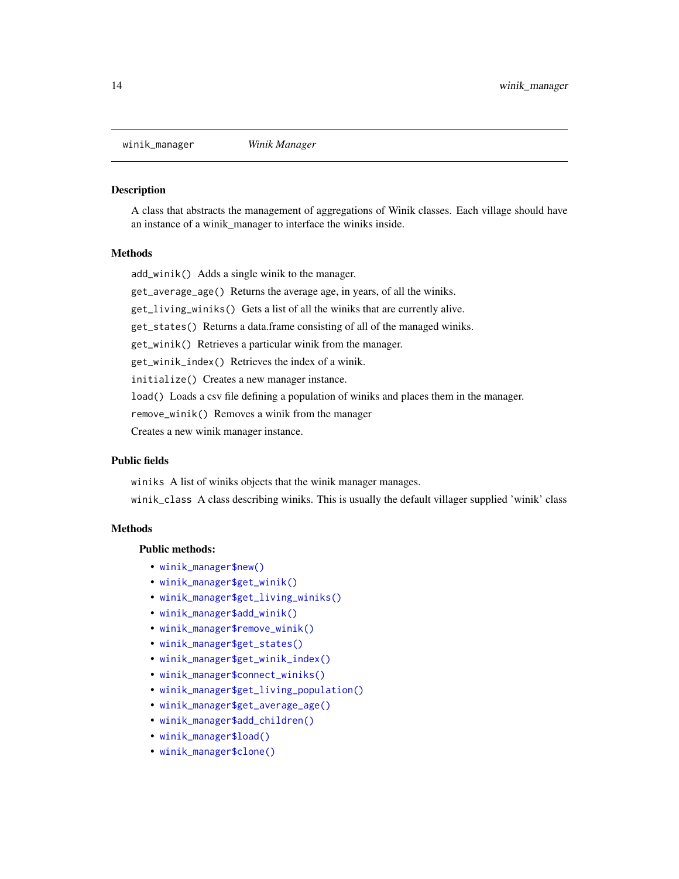# winik_manager *Winik Manager*

## Description

A class that abstracts the management of aggregations of Winik classes. Each village should have an instance of a winik_manager to interface the winiks inside.

## Methods

`add_winik()` Adds a single winik to the manager.

`get_average_age()` Returns the average age, in years, of all the winiks.

`get_living_winiks()` Gets a list of all the winiks that are currently alive.

`get_states()` Returns a data.frame consisting of all of the managed winiks.

`get_winik()` Retrieves a particular winik from the manager.

`get_winik_index()` Retrieves the index of a winik.

`initialize()` Creates a new manager instance.

`load()` Loads a csv file defining a population of winiks and places them in the manager.

`remove_winik()` Removes a winik from the manager

Creates a new winik manager instance.

## Public fields

`winiks` A list of winiks objects that the winik manager manages.

`winik_class` A class describing winiks. This is usually the default villager supplied 'winik' class

## Methods

### Public methods:

- `winik_manager$new()`
- `winik_manager$get_winik()`
- `winik_manager$get_living_winiks()`
- `winik_manager$add_winik()`
- `winik_manager$remove_winik()`
- `winik_manager$get_states()`
- `winik_manager$get_winik_index()`
- `winik_manager$connect_winiks()`
- `winik_manager$get_living_population()`
- `winik_manager$get_average_age()`
- `winik_manager$add_children()`
- `winik_manager$load()`
- `winik_manager$clone()`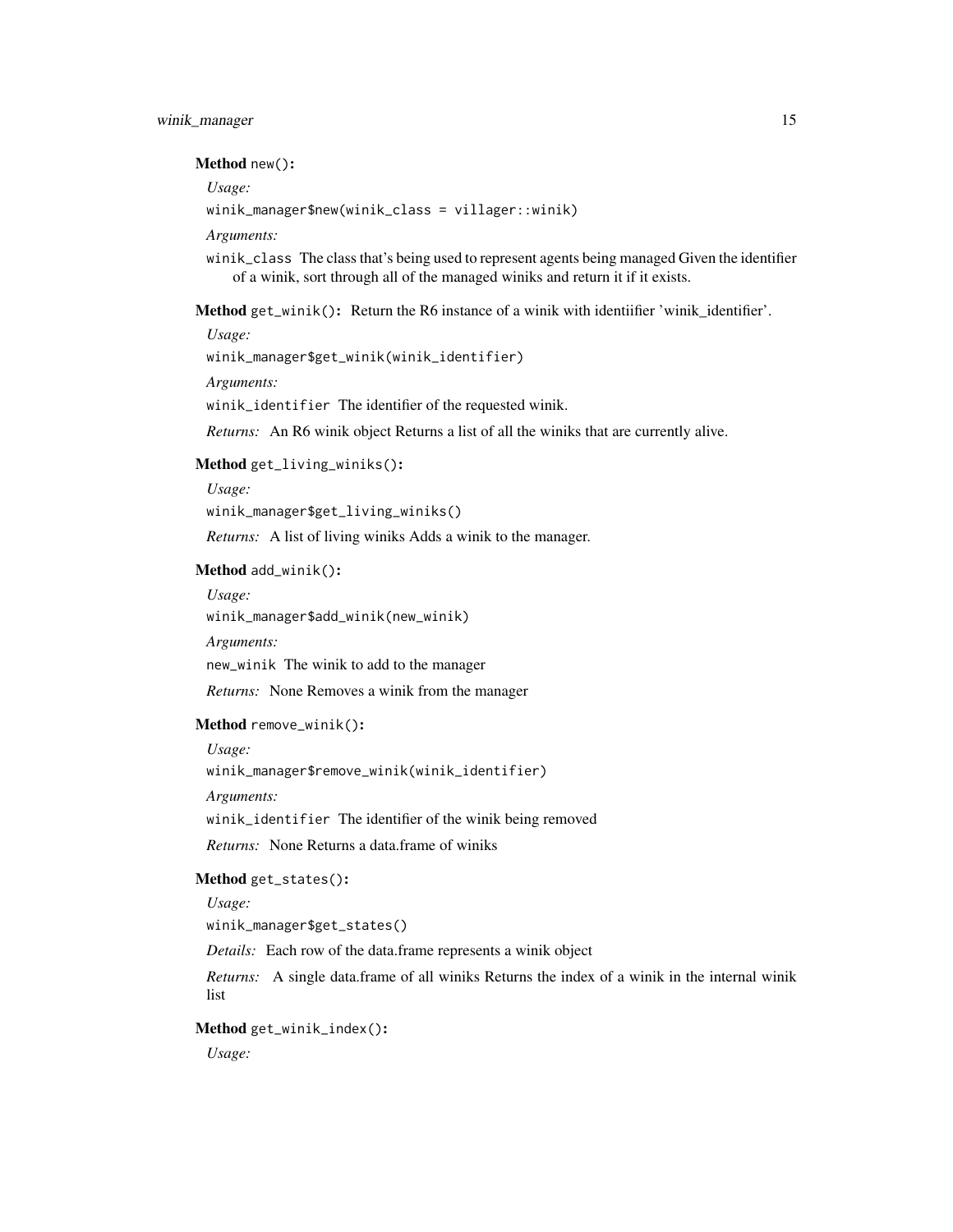**Method** `new()`:

*Usage:*

```
winik_manager$new(winik_class = villager::winik)
```

*Arguments:*

`winik_class` The class that's being used to represent agents being managed Given the identifier of a winik, sort through all of the managed winiks and return it if it exists.

**Method** `get_winik()`: Return the R6 instance of a winik with identiifier 'winik_identifier'.

*Usage:*

```
winik_manager$get_winik(winik_identifier)
```

*Arguments:*

`winik_identifier` The identifier of the requested winik.

*Returns:* An R6 winik object Returns a list of all the winiks that are currently alive.

**Method** `get_living_winiks()`:

*Usage:*

```
winik_manager$get_living_winiks()
```

*Returns:* A list of living winiks Adds a winik to the manager.

**Method** `add_winik()`:

*Usage:*

```
winik_manager$add_winik(new_winik)
```

*Arguments:*

`new_winik` The winik to add to the manager

*Returns:* None Removes a winik from the manager

**Method** `remove_winik()`:

*Usage:*

```
winik_manager$remove_winik(winik_identifier)
```

*Arguments:*

`winik_identifier` The identifier of the winik being removed

*Returns:* None Returns a data.frame of winiks

**Method** `get_states()`:

*Usage:*

```
winik_manager$get_states()
```

*Details:* Each row of the data.frame represents a winik object

*Returns:* A single data.frame of all winiks Returns the index of a winik in the internal winik list

**Method** `get_winik_index()`:

*Usage:*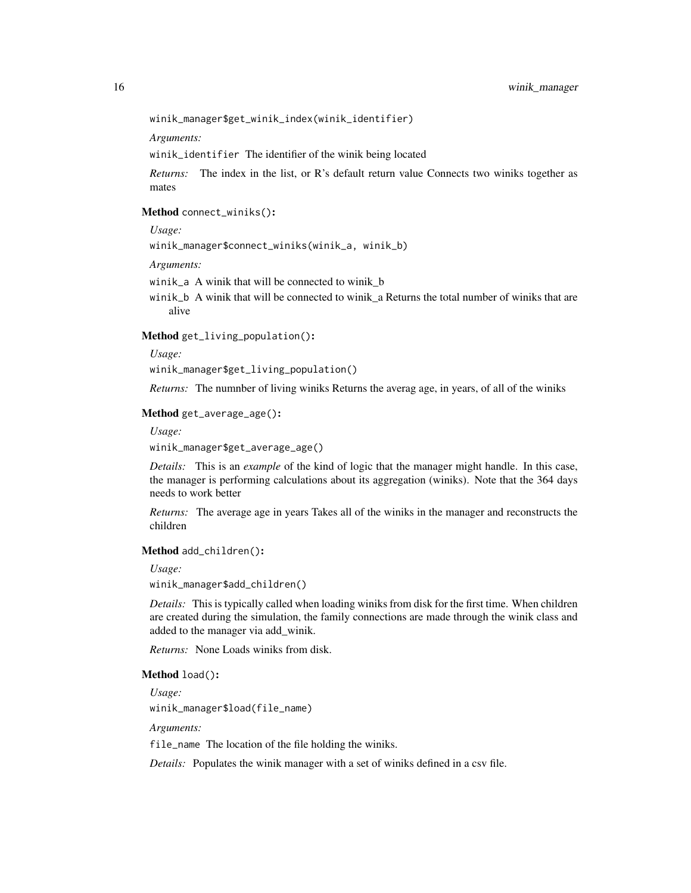`winik_manager$get_winik_index(winik_identifier)`

*Arguments:*

`winik_identifier` The identifier of the winik being located

*Returns:* The index in the list, or R's default return value Connects two winiks together as mates

**Method** `connect_winiks()`**:**

*Usage:*

`winik_manager$connect_winiks(winik_a, winik_b)`

*Arguments:*

`winik_a` A winik that will be connected to winik_b

`winik_b` A winik that will be connected to winik_a Returns the total number of winiks that are alive

**Method** `get_living_population()`**:**

*Usage:*

`winik_manager$get_living_population()`

*Returns:* The numnber of living winiks Returns the averag age, in years, of all of the winiks

**Method** `get_average_age()`**:**

*Usage:*

`winik_manager$get_average_age()`

*Details:* This is an *example* of the kind of logic that the manager might handle. In this case, the manager is performing calculations about its aggregation (winiks). Note that the 364 days needs to work better

*Returns:* The average age in years Takes all of the winiks in the manager and reconstructs the children

**Method** `add_children()`**:**

*Usage:*

`winik_manager$add_children()`

*Details:* This is typically called when loading winiks from disk for the first time. When children are created during the simulation, the family connections are made through the winik class and added to the manager via add_winik.

*Returns:* None Loads winiks from disk.

**Method** `load()`**:**

*Usage:*

`winik_manager$load(file_name)`

*Arguments:*

`file_name` The location of the file holding the winiks.

*Details:* Populates the winik manager with a set of winiks defined in a csv file.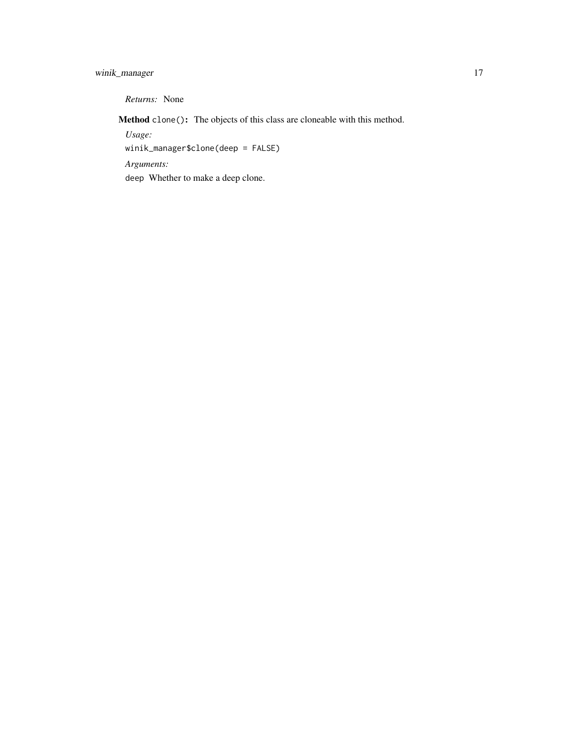*Returns:* None

**Method** `clone()`**:** The objects of this class are cloneable with this method.

*Usage:*

```
winik_manager$clone(deep = FALSE)
```

*Arguments:*

`deep` Whether to make a deep clone.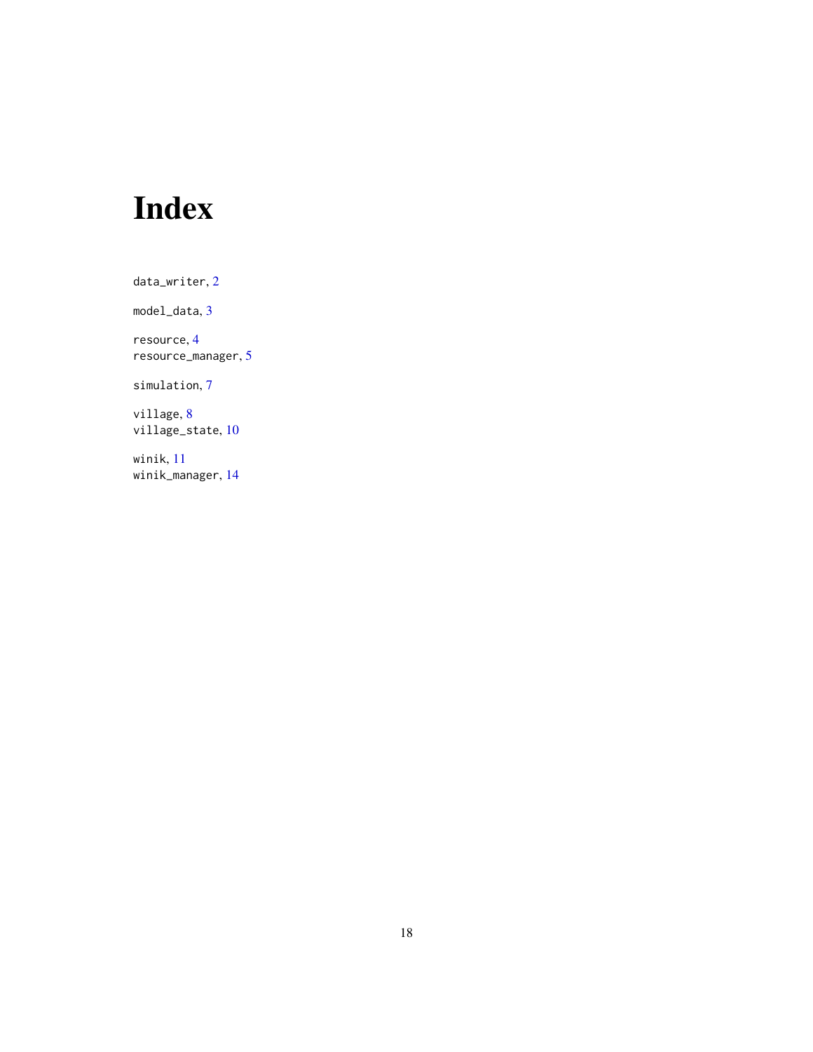# Index

data_writer, 2

model_data, 3

resource, 4
resource_manager, 5

simulation, 7

village, 8
village_state, 10

winik, 11
winik_manager, 14